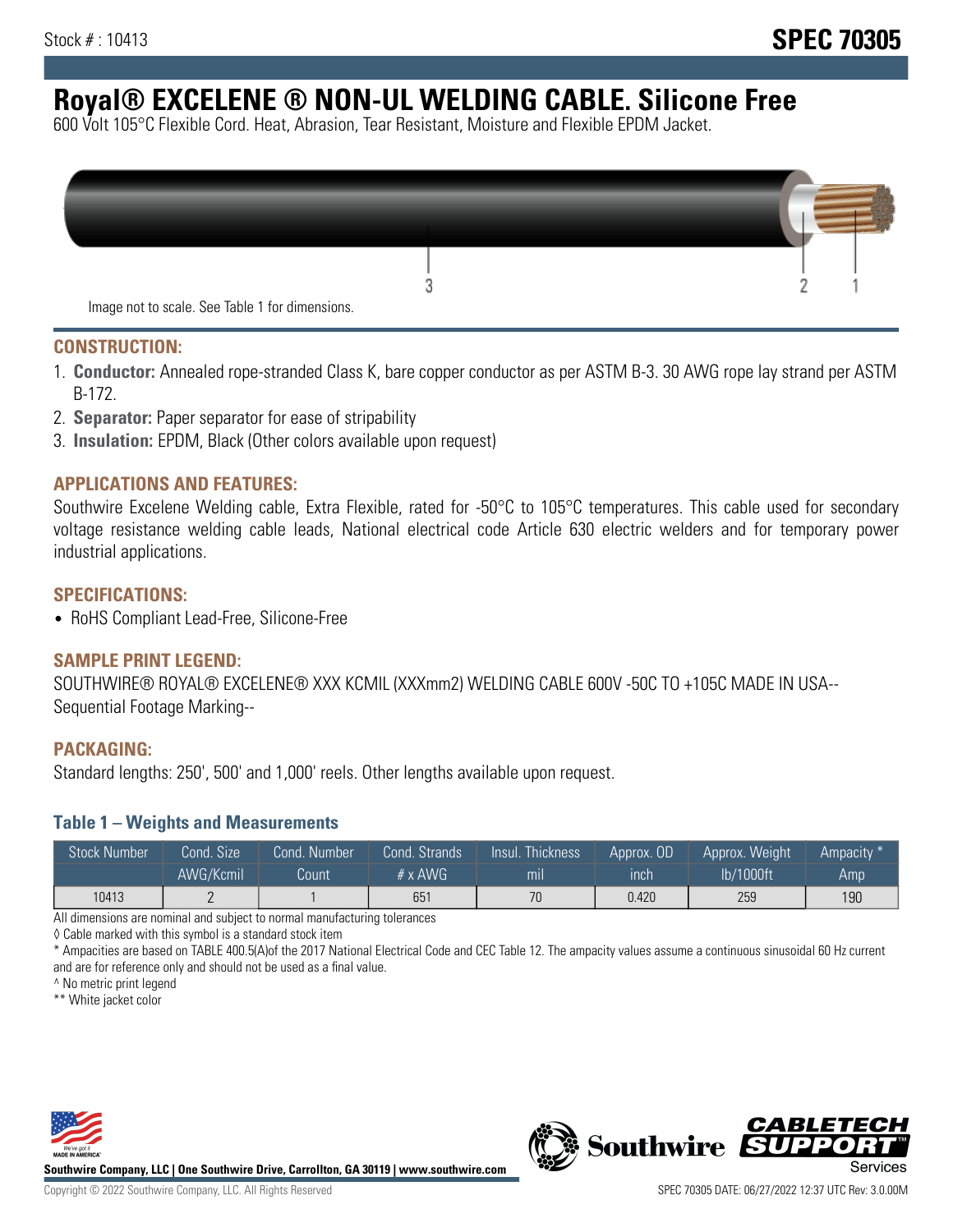Stock # : 10413

**SPEC 70305**

# Royal® EXCELENE ® NON-UL WELDING CABLE. Silicone Free

600 Volt 105°C Flexible Cord. Heat, Abrasion, Tear Resistant, Moisture and Flexible EPDM Jacket.

Image not to scale. See Table 1 for dimensions.

## CONSTRUCTION:

1. **Conductor:** Annealed rope-stranded Class K, bare copper conductor as per ASTM B-3. 30 AWG rope lay strand per ASTM B-172.
2. **Separator:** Paper separator for ease of stripability
3. **Insulation:** EPDM, Black (Other colors available upon request)

## APPLICATIONS AND FEATURES:

Southwire Excelene Welding cable, Extra Flexible, rated for -50°C to 105°C temperatures. This cable used for secondary voltage resistance welding cable leads, National electrical code Article 630 electric welders and for temporary power industrial applications.

## SPECIFICATIONS:

- RoHS Compliant Lead-Free, Silicone-Free

## SAMPLE PRINT LEGEND:

SOUTHWIRE® ROYAL® EXCELENE® XXX KCMIL (XXXmm2) WELDING CABLE 600V -50C TO +105C MADE IN USA-- Sequential Footage Marking--

## PACKAGING:

Standard lengths: 250', 500' and 1,000' reels. Other lengths available upon request.

### Table 1 – Weights and Measurements

| Stock Number | Cond. Size | Cond. Number | Cond. Strands | Insul. Thickness | Approx. OD | Approx. Weight | Ampacity * |
|---|---|---|---|---|---|---|---|
| | AWG/Kcmil | Count | # x AWG | mil | inch | lb/1000ft | Amp |
| 10413 | 2 | 1 | 651 | 70 | 0.420 | 259 | 190 |

All dimensions are nominal and subject to normal manufacturing tolerances

◊ Cable marked with this symbol is a standard stock item

* Ampacities are based on TABLE 400.5(A)of the 2017 National Electrical Code and CEC Table 12. The ampacity values assume a continuous sinusoidal 60 Hz current and are for reference only and should not be used as a final value.

^ No metric print legend

** White jacket color

**Southwire Company, LLC | One Southwire Drive, Carrollton, GA 30119 | www.southwire.com**

Copyright © 2022 Southwire Company, LLC. All Rights Reserved

SPEC 70305 DATE: 06/27/2022 12:37 UTC Rev: 3.0.00M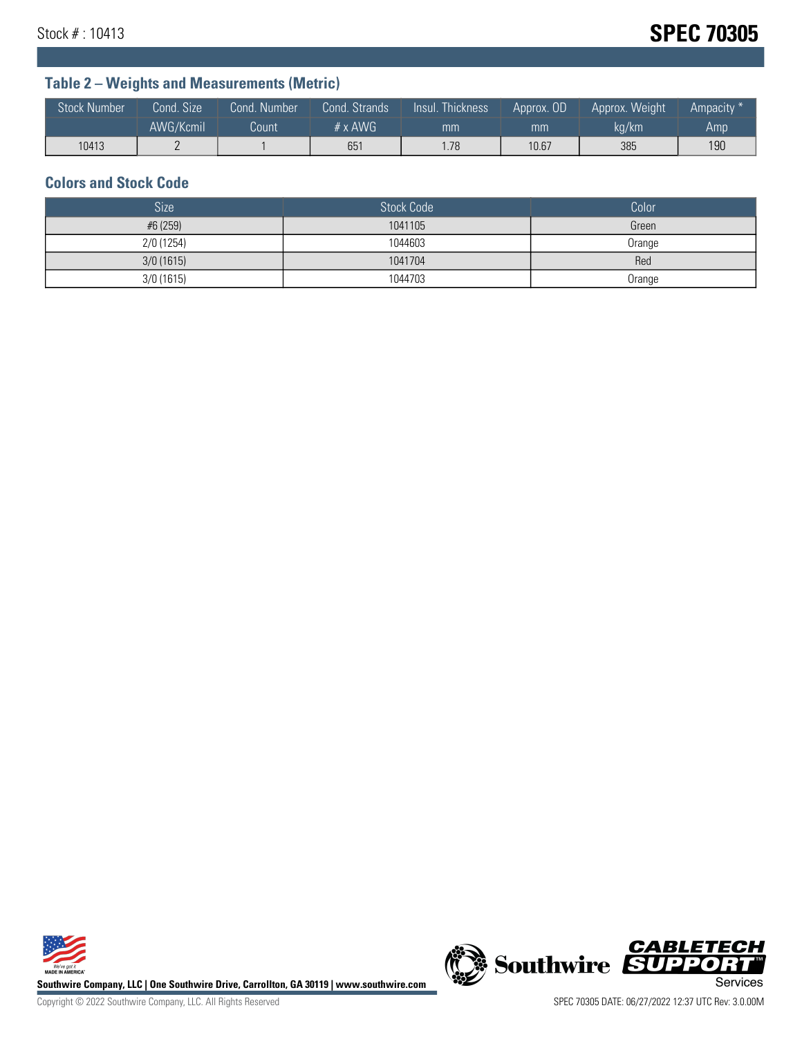## Table 2 – Weights and Measurements (Metric)

| Stock Number | Cond. Size | Cond. Number | Cond. Strands | Insul. Thickness | Approx. OD | Approx. Weight | Ampacity * |
|---|---|---|---|---|---|---|---|
| | AWG/Kcmil | Count | # x AWG | mm | mm | kg/km | Amp |
| 10413 | 2 | 1 | 651 | 1.78 | 10.67 | 385 | 190 |

## Colors and Stock Code

| Size | Stock Code | Color |
|---|---|---|
| #6 (259) | 1041105 | Green |
| 2/0 (1254) | 1044603 | Orange |
| 3/0 (1615) | 1041704 | Red |
| 3/0 (1615) | 1044703 | Orange |

Southwire Company, LLC | One Southwire Drive, Carrollton, GA 30119 | www.southwire.com

Copyright © 2022 Southwire Company, LLC. All Rights Reserved

SPEC 70305 DATE: 06/27/2022 12:37 UTC Rev: 3.0.00M